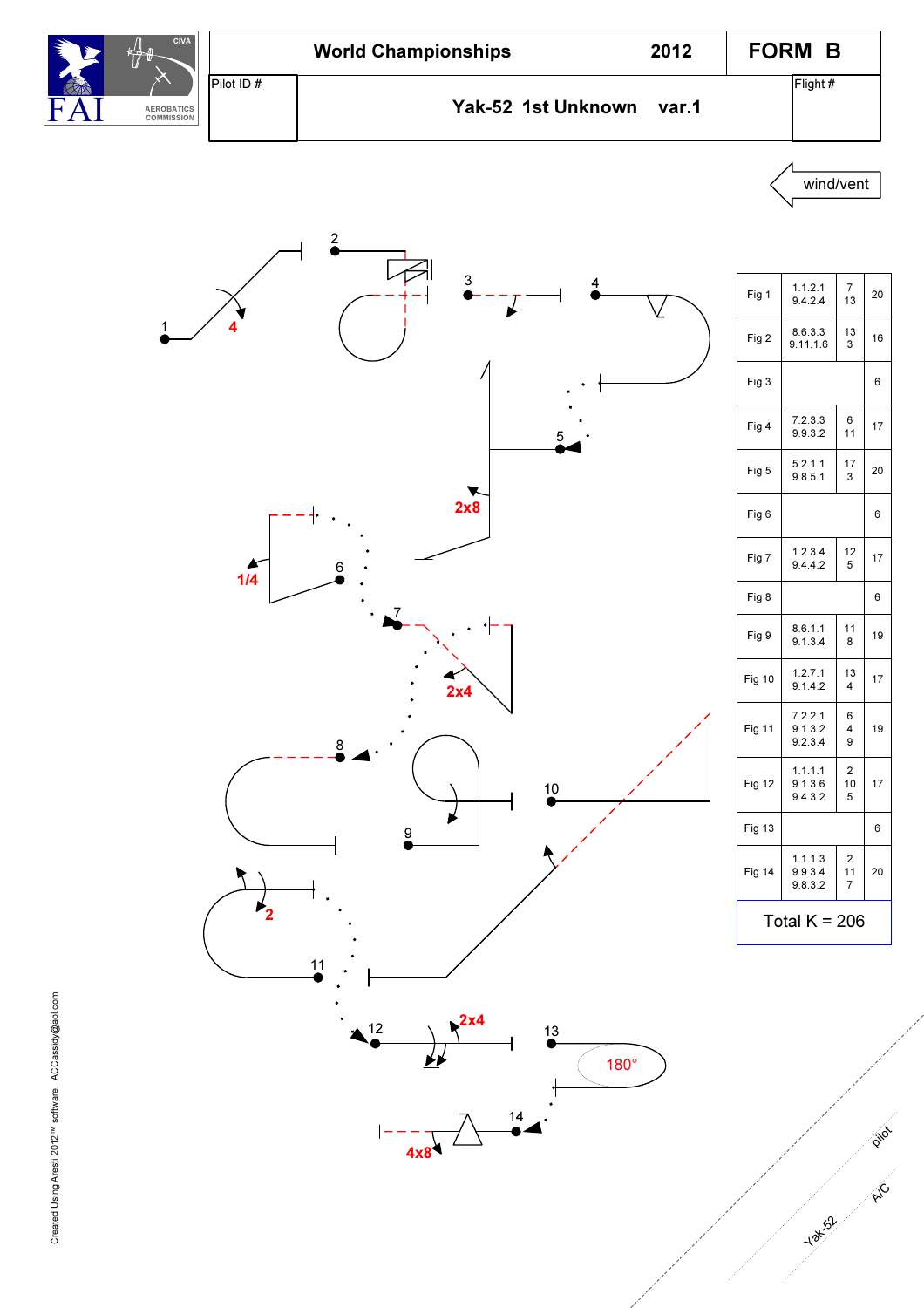FAI AEROBATICS COMMISSION CIVA

| World Championships | 2012 | FORM B |
|---|---|---|
| Pilot ID # | Yak-52 1st Unknown var.1 | Flight # |

wind/vent

| Fig | Catalog | K | Total |
|---|---|---|---|
| Fig 1 | 1.1.2.1<br>9.4.2.4 | 7<br>13 | 20 |
| Fig 2 | 8.6.3.3<br>9.11.1.6 | 13<br>3 | 16 |
| Fig 3 | | | 6 |
| Fig 4 | 7.2.3.3<br>9.9.3.2 | 6<br>11 | 17 |
| Fig 5 | 5.2.1.1<br>9.8.5.1 | 17<br>3 | 20 |
| Fig 6 | | | 6 |
| Fig 7 | 1.2.3.4<br>9.4.4.2 | 12<br>5 | 17 |
| Fig 8 | | | 6 |
| Fig 9 | 8.6.1.1<br>9.1.3.4 | 11<br>8 | 19 |
| Fig 10 | 1.2.7.1<br>9.1.4.2 | 13<br>4 | 17 |
| Fig 11 | 7.2.2.1<br>9.1.3.2<br>9.2.3.4 | 6<br>4<br>9 | 19 |
| Fig 12 | 1.1.1.1<br>9.1.3.6<br>9.4.3.2 | 2<br>10<br>5 | 17 |
| Fig 13 | | | 6 |
| Fig 14 | 1.1.1.3<br>9.9.3.4<br>9.8.3.2 | 2<br>11<br>7 | 20 |

Total K = 206

Created Using Aresti 2012™ software ACCassidy@aol.com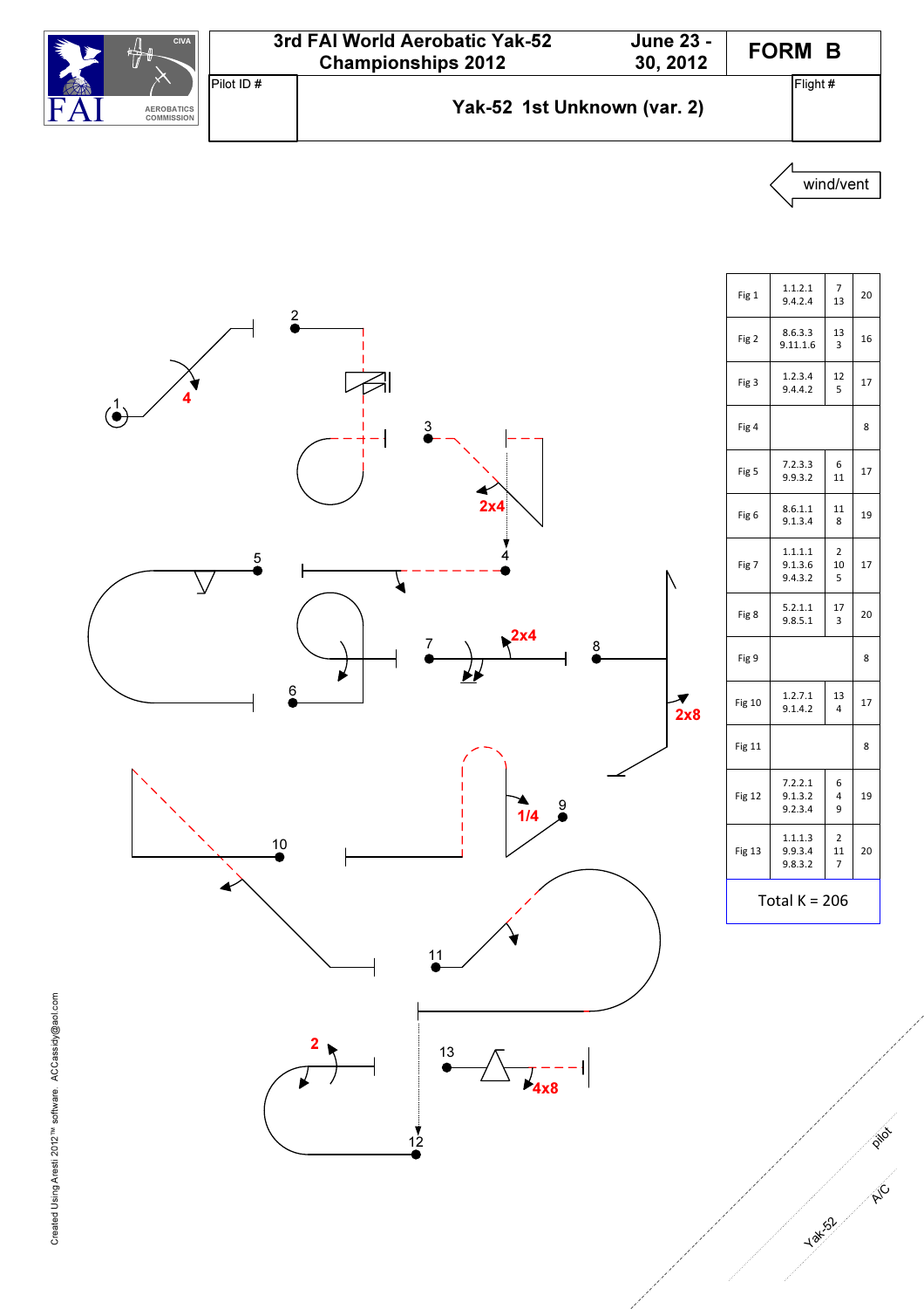| | | |
|---|---|---|
| 3rd FAI World Aerobatic Yak-52 Championships 2012 | June 23 - 30, 2012 | FORM B |
| Pilot ID # | Yak-52 1st Unknown (var. 2) | Flight # |

wind/vent

| Fig | Catalogue | | K |
|---|---|---|---|
| Fig 1 | 1.1.2.1<br>9.4.2.4 | 7<br>13 | 20 |
| Fig 2 | 8.6.3.3<br>9.11.1.6 | 13<br>3 | 16 |
| Fig 3 | 1.2.3.4<br>9.4.4.2 | 12<br>5 | 17 |
| Fig 4 | | | 8 |
| Fig 5 | 7.2.3.3<br>9.9.3.2 | 6<br>11 | 17 |
| Fig 6 | 8.6.1.1<br>9.1.3.4 | 11<br>8 | 19 |
| Fig 7 | 1.1.1.1<br>9.1.3.6<br>9.4.3.2 | 2<br>10<br>5 | 17 |
| Fig 8 | 5.2.1.1<br>9.8.5.1 | 17<br>3 | 20 |
| Fig 9 | | | 8 |
| Fig 10 | 1.2.7.1<br>9.1.4.2 | 13<br>4 | 17 |
| Fig 11 | | | 8 |
| Fig 12 | 7.2.2.1<br>9.1.3.2<br>9.2.3.4 | 6<br>4<br>9 | 19 |
| Fig 13 | 1.1.1.3<br>9.9.3.4<br>9.8.3.2 | 2<br>11<br>7 | 20 |

Total K = 206

Created Using Aresti 2012™ software ACCassidy@aol.com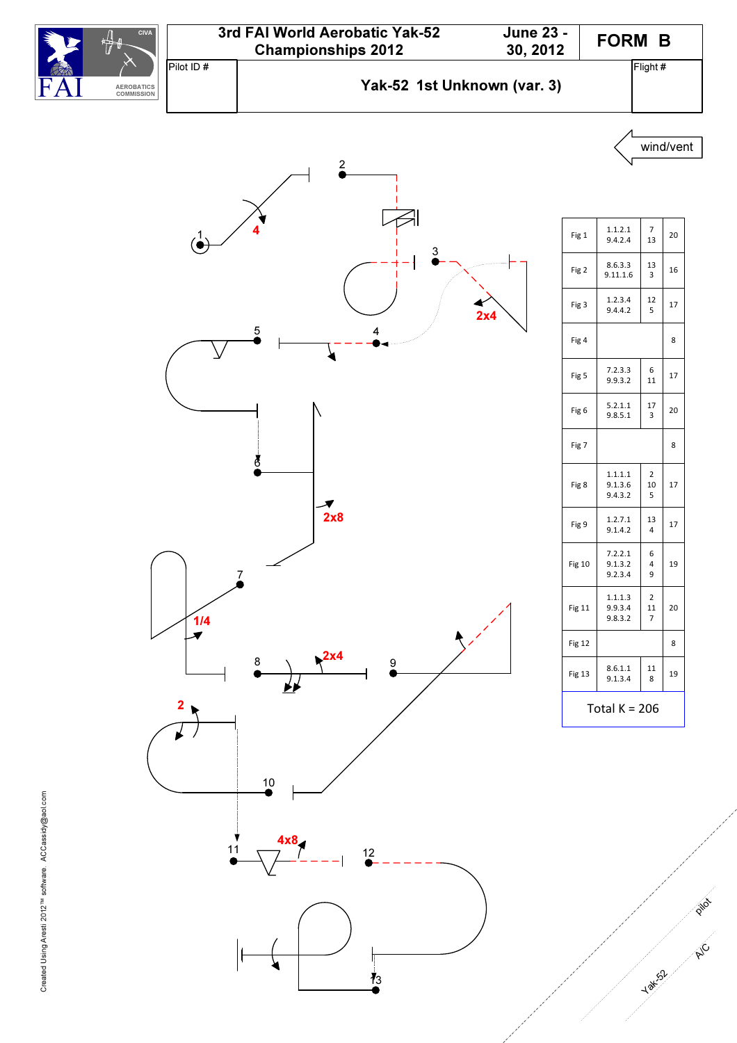# 3rd FAI World Aerobatic Yak-52 Championships 2012

June 23 - 30, 2012

**FORM B**

Pilot ID #

Yak-52 1st Unknown (var. 3)

Flight #

wind/vent

1 4 2 3 2x4 5 4 6 2x8 7 1/4 8 2x4 9 2 10 11 4x8 12 13

| | | | |
|---|---|---|---|
| Fig 1 | 1.1.2.1<br>9.4.2.4 | 7<br>13 | 20 |
| Fig 2 | 8.6.3.3<br>9.11.1.6 | 13<br>3 | 16 |
| Fig 3 | 1.2.3.4<br>9.4.4.2 | 12<br>5 | 17 |
| Fig 4 | | | 8 |
| Fig 5 | 7.2.3.3<br>9.9.3.2 | 6<br>11 | 17 |
| Fig 6 | 5.2.1.1<br>9.8.5.1 | 17<br>3 | 20 |
| Fig 7 | | | 8 |
| Fig 8 | 1.1.1.1<br>9.1.3.6<br>9.4.3.2 | 2<br>10<br>5 | 17 |
| Fig 9 | 1.2.7.1<br>9.1.4.2 | 13<br>4 | 17 |
| Fig 10 | 7.2.2.1<br>9.1.3.2<br>9.2.3.4 | 6<br>4<br>9 | 19 |
| Fig 11 | 1.1.1.3<br>9.9.3.4<br>9.8.3.2 | 2<br>11<br>7 | 20 |
| Fig 12 | | | 8 |
| Fig 13 | 8.6.1.1<br>9.1.3.4 | 11<br>8 | 19 |
| Total K = 206 | | | |

pilot

A/C

Yak-52

Created Using Aresti 2012™ software ACCassidy@aol.com